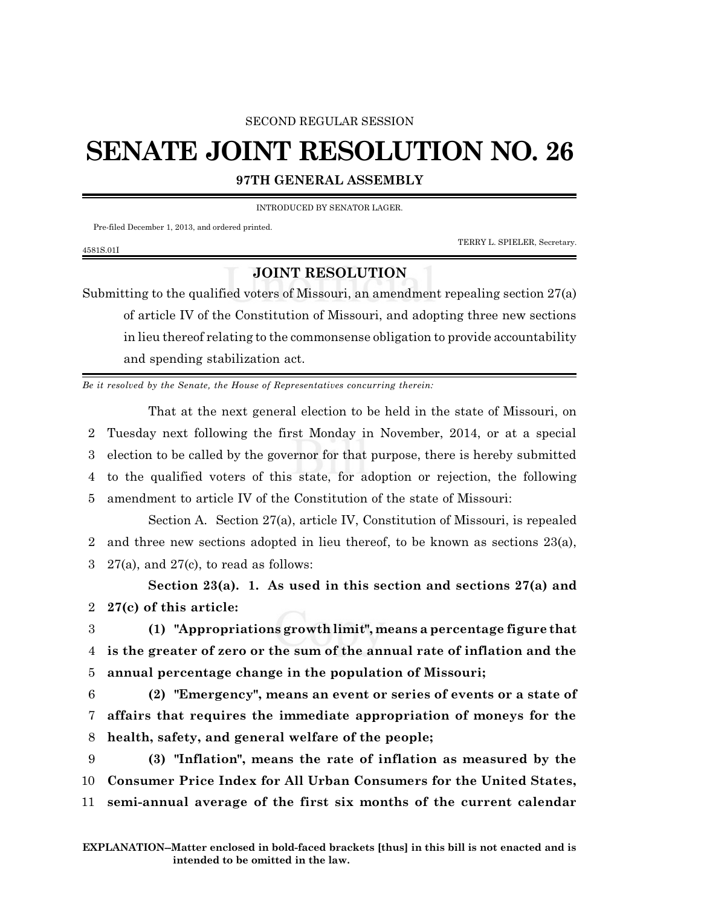SECOND REGULAR SESSION

# SENATE JOINT RESOLUTION NO. 26

## 97TH GENERAL ASSEMBLY

INTRODUCED BY SENATOR LAGER.

Pre-filed December 1, 2013, and ordered printed.

TERRY L. SPIELER, Secretary.

4581S.01I

## JOINT RESOLUTION

Submitting to the qualified voters of Missouri, an amendment repealing section 27(a) of article IV of the Constitution of Missouri, and adopting three new sections in lieu thereof relating to the commonsense obligation to provide accountability and spending stabilization act.

*Be it resolved by the Senate, the House of Representatives concurring therein:*

That at the next general election to be held in the state of Missouri, on Tuesday next following the first Monday in November, 2014, or at a special election to be called by the governor for that purpose, there is hereby submitted to the qualified voters of this state, for adoption or rejection, the following amendment to article IV of the Constitution of the state of Missouri:

Section A. Section 27(a), article IV, Constitution of Missouri, is repealed and three new sections adopted in lieu thereof, to be known as sections 23(a), 27(a), and 27(c), to read as follows:

**Section 23(a). 1. As used in this section and sections 27(a) and 27(c) of this article:**

**(1) "Appropriations growth limit", means a percentage figure that is the greater of zero or the sum of the annual rate of inflation and the annual percentage change in the population of Missouri;**

**(2) "Emergency", means an event or series of events or a state of affairs that requires the immediate appropriation of moneys for the health, safety, and general welfare of the people;**

**(3) "Inflation", means the rate of inflation as measured by the Consumer Price Index for All Urban Consumers for the United States, semi-annual average of the first six months of the current calendar**

**EXPLANATION–Matter enclosed in bold-faced brackets [thus] in this bill is not enacted and is intended to be omitted in the law.**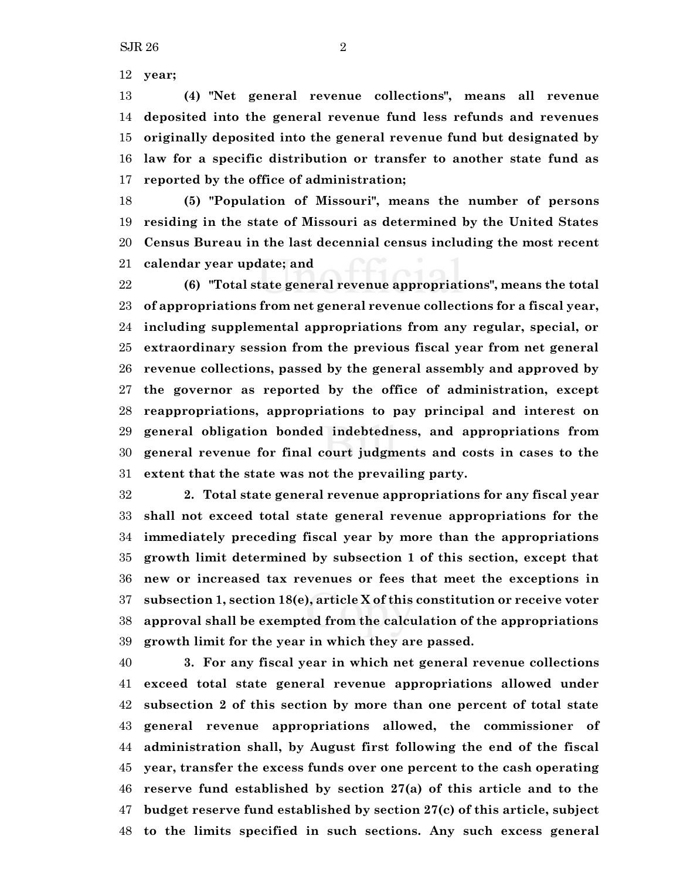**year;**

**(4) "Net general revenue collections", means all revenue deposited into the general revenue fund less refunds and revenues originally deposited into the general revenue fund but designated by law for a specific distribution or transfer to another state fund as reported by the office of administration;**

**(5) "Population of Missouri", means the number of persons residing in the state of Missouri as determined by the United States Census Bureau in the last decennial census including the most recent calendar year update; and**

**(6) "Total state general revenue appropriations", means the total of appropriations from net general revenue collections for a fiscal year, including supplemental appropriations from any regular, special, or extraordinary session from the previous fiscal year from net general revenue collections, passed by the general assembly and approved by the governor as reported by the office of administration, except reappropriations, appropriations to pay principal and interest on general obligation bonded indebtedness, and appropriations from general revenue for final court judgments and costs in cases to the extent that the state was not the prevailing party.**

**2. Total state general revenue appropriations for any fiscal year shall not exceed total state general revenue appropriations for the immediately preceding fiscal year by more than the appropriations growth limit determined by subsection 1 of this section, except that new or increased tax revenues or fees that meet the exceptions in subsection 1, section 18(e), article X of this constitution or receive voter approval shall be exempted from the calculation of the appropriations growth limit for the year in which they are passed.**

**3. For any fiscal year in which net general revenue collections exceed total state general revenue appropriations allowed under subsection 2 of this section by more than one percent of total state general revenue appropriations allowed, the commissioner of administration shall, by August first following the end of the fiscal year, transfer the excess funds over one percent to the cash operating reserve fund established by section 27(a) of this article and to the budget reserve fund established by section 27(c) of this article, subject to the limits specified in such sections. Any such excess general**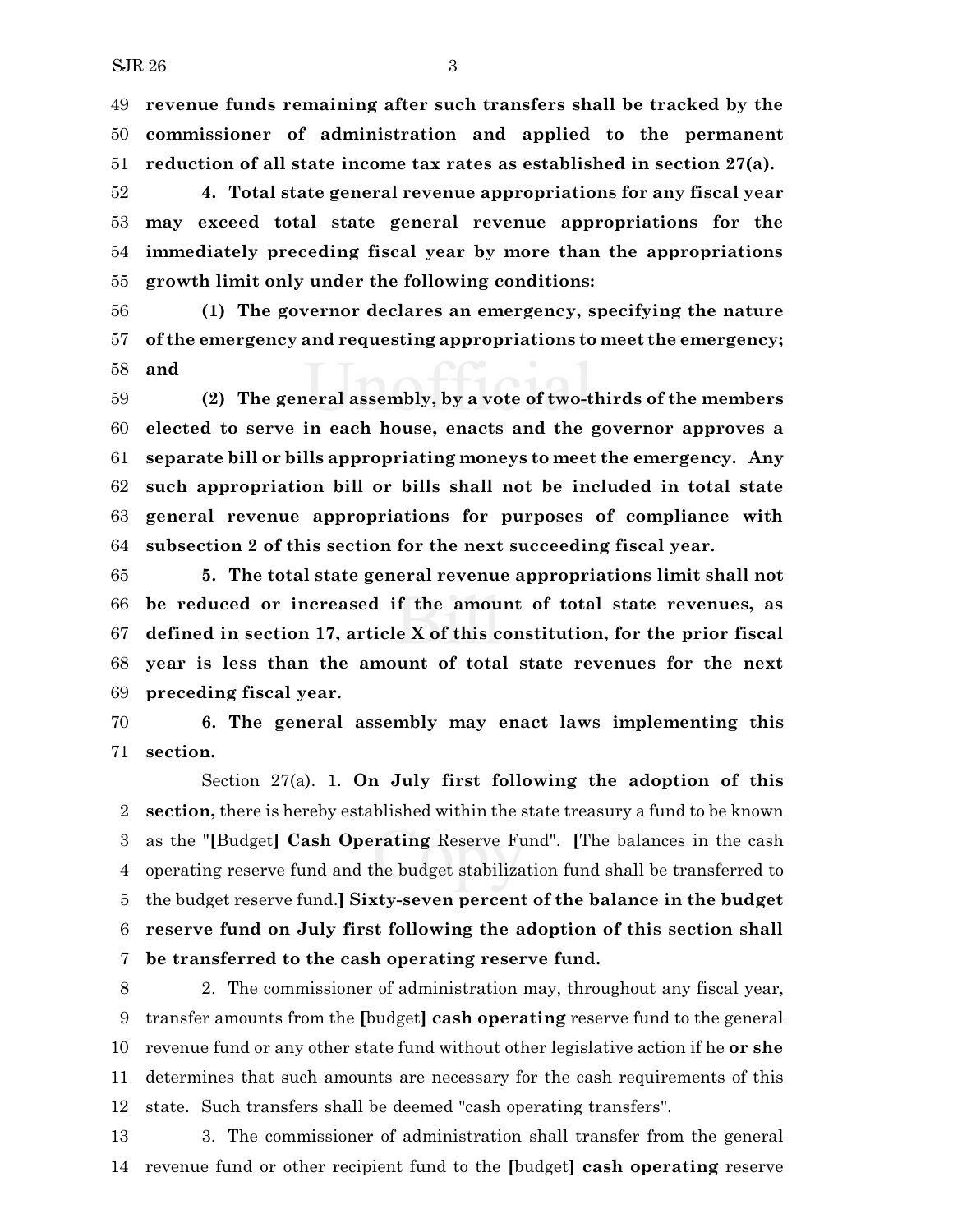49 **revenue funds remaining after such transfers shall be tracked by the**
50 **commissioner of administration and applied to the permanent**
51 **reduction of all state income tax rates as established in section 27(a).**

52 **4. Total state general revenue appropriations for any fiscal year**
53 **may exceed total state general revenue appropriations for the**
54 **immediately preceding fiscal year by more than the appropriations**
55 **growth limit only under the following conditions:**

56 **(1) The governor declares an emergency, specifying the nature**
57 **of the emergency and requesting appropriations to meet the emergency;**
58 **and**

59 **(2) The general assembly, by a vote of two-thirds of the members**
60 **elected to serve in each house, enacts and the governor approves a**
61 **separate bill or bills appropriating moneys to meet the emergency. Any**
62 **such appropriation bill or bills shall not be included in total state**
63 **general revenue appropriations for purposes of compliance with**
64 **subsection 2 of this section for the next succeeding fiscal year.**

65 **5. The total state general revenue appropriations limit shall not**
66 **be reduced or increased if the amount of total state revenues, as**
67 **defined in section 17, article X of this constitution, for the prior fiscal**
68 **year is less than the amount of total state revenues for the next**
69 **preceding fiscal year.**

70 **6. The general assembly may enact laws implementing this**
71 **section.**

Section 27(a). 1. **On July first following the adoption of this**
2 **section,** there is hereby established within the state treasury a fund to be known
3 as the "**[**Budget**] Cash Operating** Reserve Fund". **[**The balances in the cash
4 operating reserve fund and the budget stabilization fund shall be transferred to
5 the budget reserve fund.**] Sixty-seven percent of the balance in the budget**
6 **reserve fund on July first following the adoption of this section shall**
7 **be transferred to the cash operating reserve fund.**

8 2. The commissioner of administration may, throughout any fiscal year,
9 transfer amounts from the **[**budget**] cash operating** reserve fund to the general
10 revenue fund or any other state fund without other legislative action if he **or she**
11 determines that such amounts are necessary for the cash requirements of this
12 state. Such transfers shall be deemed "cash operating transfers".

13 3. The commissioner of administration shall transfer from the general
14 revenue fund or other recipient fund to the **[**budget**] cash operating** reserve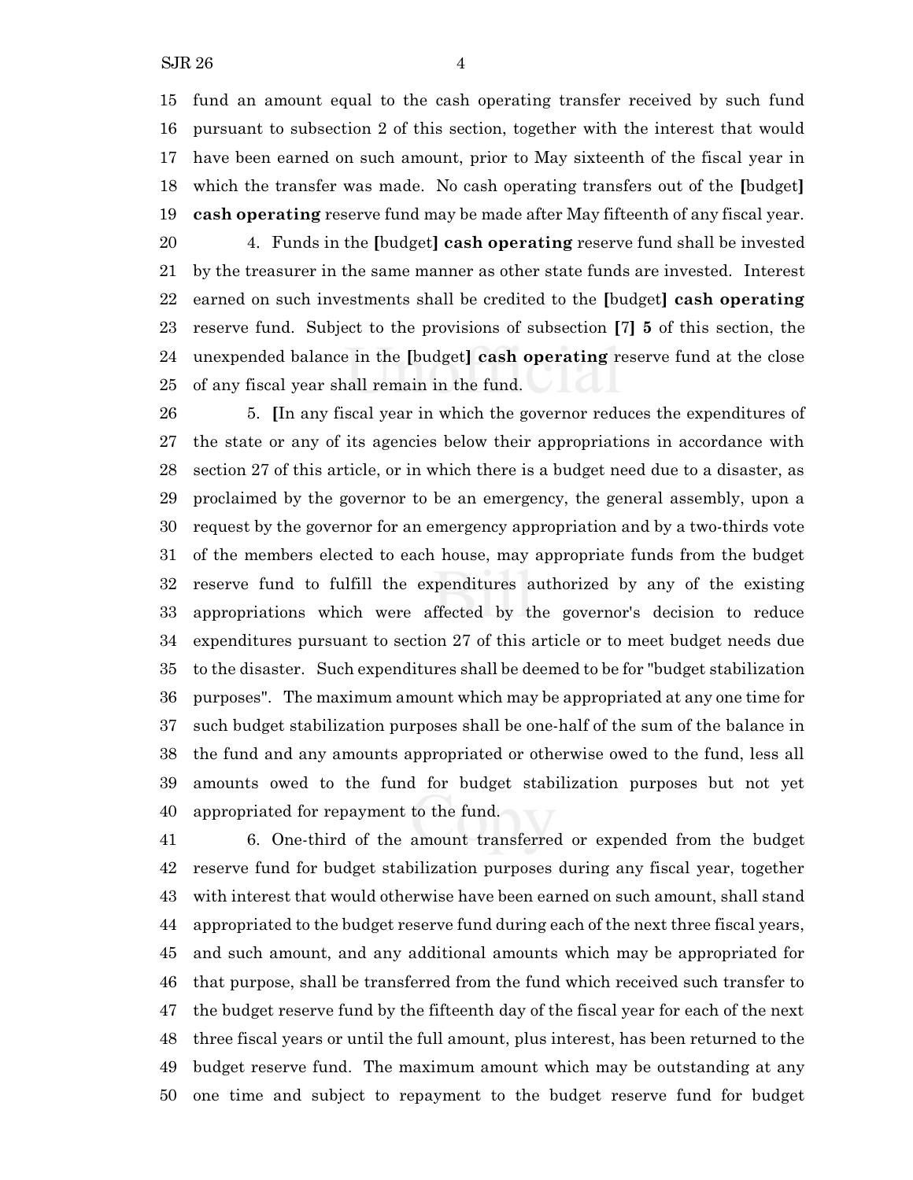15 fund an amount equal to the cash operating transfer received by such fund
16 pursuant to subsection 2 of this section, together with the interest that would
17 have been earned on such amount, prior to May sixteenth of the fiscal year in
18 which the transfer was made. No cash operating transfers out of the **[**budget**]**
19 **cash operating** reserve fund may be made after May fifteenth of any fiscal year.

20 4. Funds in the **[**budget**] cash operating** reserve fund shall be invested
21 by the treasurer in the same manner as other state funds are invested. Interest
22 earned on such investments shall be credited to the **[**budget**] cash operating**
23 reserve fund. Subject to the provisions of subsection **[**7**] 5** of this section, the
24 unexpended balance in the **[**budget**] cash operating** reserve fund at the close
25 of any fiscal year shall remain in the fund.

26 5. **[**In any fiscal year in which the governor reduces the expenditures of
27 the state or any of its agencies below their appropriations in accordance with
28 section 27 of this article, or in which there is a budget need due to a disaster, as
29 proclaimed by the governor to be an emergency, the general assembly, upon a
30 request by the governor for an emergency appropriation and by a two-thirds vote
31 of the members elected to each house, may appropriate funds from the budget
32 reserve fund to fulfill the expenditures authorized by any of the existing
33 appropriations which were affected by the governor's decision to reduce
34 expenditures pursuant to section 27 of this article or to meet budget needs due
35 to the disaster. Such expenditures shall be deemed to be for "budget stabilization
36 purposes". The maximum amount which may be appropriated at any one time for
37 such budget stabilization purposes shall be one-half of the sum of the balance in
38 the fund and any amounts appropriated or otherwise owed to the fund, less all
39 amounts owed to the fund for budget stabilization purposes but not yet
40 appropriated for repayment to the fund.

41 6. One-third of the amount transferred or expended from the budget
42 reserve fund for budget stabilization purposes during any fiscal year, together
43 with interest that would otherwise have been earned on such amount, shall stand
44 appropriated to the budget reserve fund during each of the next three fiscal years,
45 and such amount, and any additional amounts which may be appropriated for
46 that purpose, shall be transferred from the fund which received such transfer to
47 the budget reserve fund by the fifteenth day of the fiscal year for each of the next
48 three fiscal years or until the full amount, plus interest, has been returned to the
49 budget reserve fund. The maximum amount which may be outstanding at any
50 one time and subject to repayment to the budget reserve fund for budget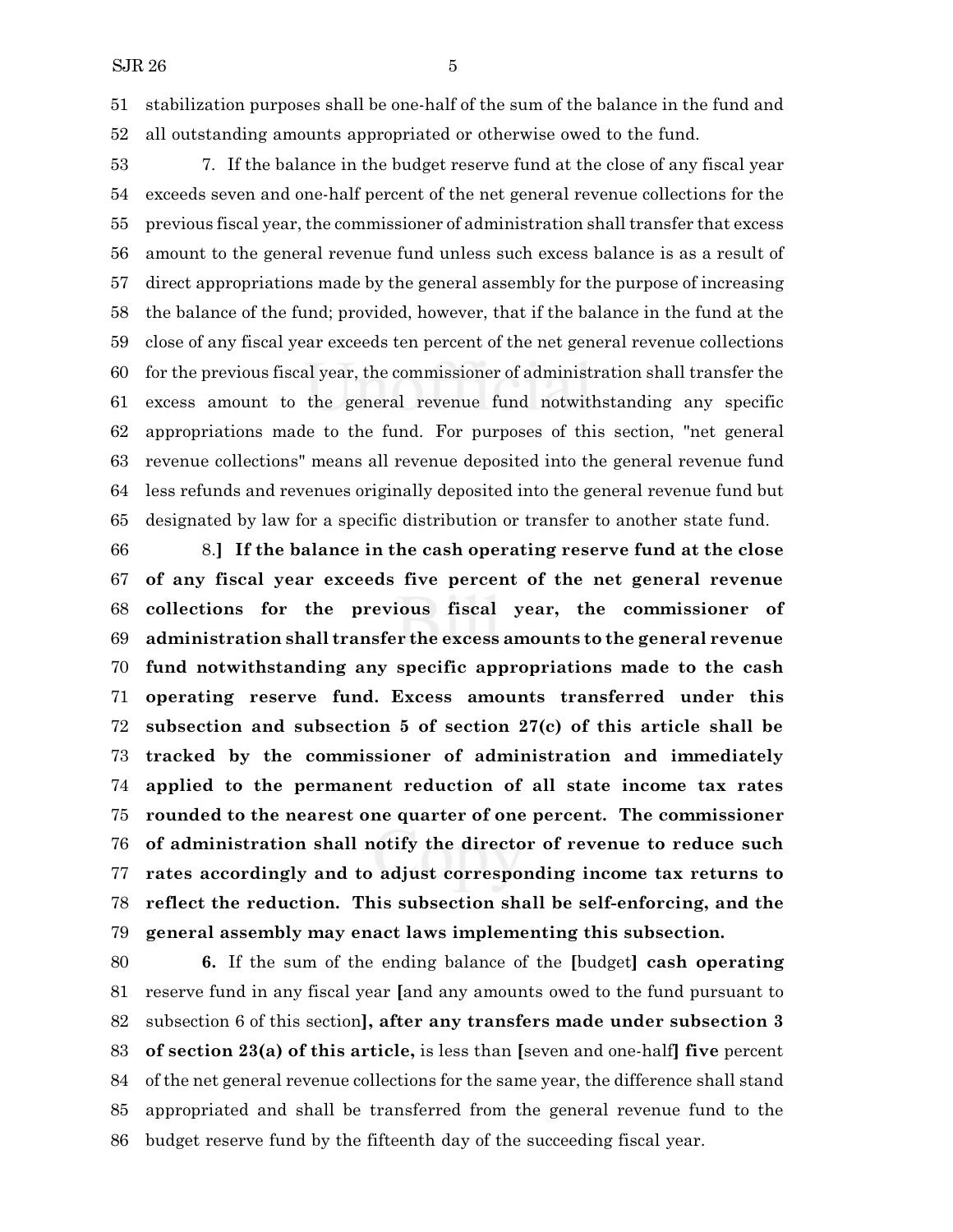stabilization purposes shall be one-half of the sum of the balance in the fund and all outstanding amounts appropriated or otherwise owed to the fund.

7. If the balance in the budget reserve fund at the close of any fiscal year exceeds seven and one-half percent of the net general revenue collections for the previous fiscal year, the commissioner of administration shall transfer that excess amount to the general revenue fund unless such excess balance is as a result of direct appropriations made by the general assembly for the purpose of increasing the balance of the fund; provided, however, that if the balance in the fund at the close of any fiscal year exceeds ten percent of the net general revenue collections for the previous fiscal year, the commissioner of administration shall transfer the excess amount to the general revenue fund notwithstanding any specific appropriations made to the fund. For purposes of this section, "net general revenue collections" means all revenue deposited into the general revenue fund less refunds and revenues originally deposited into the general revenue fund but designated by law for a specific distribution or transfer to another state fund.

8.] **If the balance in the cash operating reserve fund at the close of any fiscal year exceeds five percent of the net general revenue collections for the previous fiscal year, the commissioner of administration shall transfer the excess amounts to the general revenue fund notwithstanding any specific appropriations made to the cash operating reserve fund. Excess amounts transferred under this subsection and subsection 5 of section 27(c) of this article shall be tracked by the commissioner of administration and immediately applied to the permanent reduction of all state income tax rates rounded to the nearest one quarter of one percent. The commissioner of administration shall notify the director of revenue to reduce such rates accordingly and to adjust corresponding income tax returns to reflect the reduction. This subsection shall be self-enforcing, and the general assembly may enact laws implementing this subsection.**

**6.** If the sum of the ending balance of the [budget] **cash operating** reserve fund in any fiscal year [and any amounts owed to the fund pursuant to subsection 6 of this section]**, after any transfers made under subsection 3 of section 23(a) of this article,** is less than [seven and one-half] **five** percent of the net general revenue collections for the same year, the difference shall stand appropriated and shall be transferred from the general revenue fund to the budget reserve fund by the fifteenth day of the succeeding fiscal year.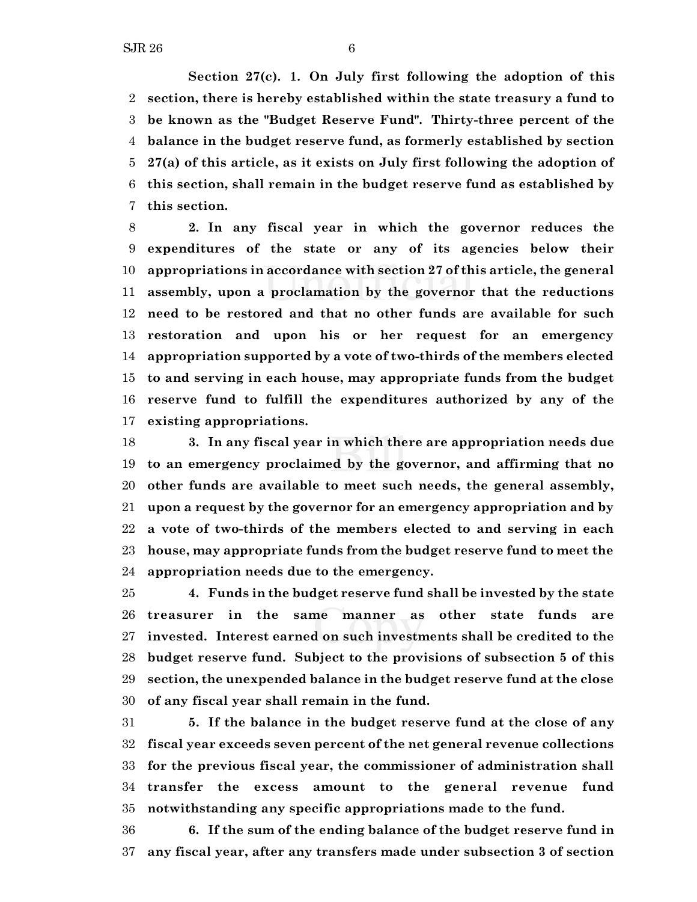**Section 27(c). 1. On July first following the adoption of this section, there is hereby established within the state treasury a fund to be known as the "Budget Reserve Fund". Thirty-three percent of the balance in the budget reserve fund, as formerly established by section 27(a) of this article, as it exists on July first following the adoption of this section, shall remain in the budget reserve fund as established by this section.**

**2. In any fiscal year in which the governor reduces the expenditures of the state or any of its agencies below their appropriations in accordance with section 27 of this article, the general assembly, upon a proclamation by the governor that the reductions need to be restored and that no other funds are available for such restoration and upon his or her request for an emergency appropriation supported by a vote of two-thirds of the members elected to and serving in each house, may appropriate funds from the budget reserve fund to fulfill the expenditures authorized by any of the existing appropriations.**

**3. In any fiscal year in which there are appropriation needs due to an emergency proclaimed by the governor, and affirming that no other funds are available to meet such needs, the general assembly, upon a request by the governor for an emergency appropriation and by a vote of two-thirds of the members elected to and serving in each house, may appropriate funds from the budget reserve fund to meet the appropriation needs due to the emergency.**

**4. Funds in the budget reserve fund shall be invested by the state treasurer in the same manner as other state funds are invested. Interest earned on such investments shall be credited to the budget reserve fund. Subject to the provisions of subsection 5 of this section, the unexpended balance in the budget reserve fund at the close of any fiscal year shall remain in the fund.**

**5. If the balance in the budget reserve fund at the close of any fiscal year exceeds seven percent of the net general revenue collections for the previous fiscal year, the commissioner of administration shall transfer the excess amount to the general revenue fund notwithstanding any specific appropriations made to the fund.**

**6. If the sum of the ending balance of the budget reserve fund in any fiscal year, after any transfers made under subsection 3 of section**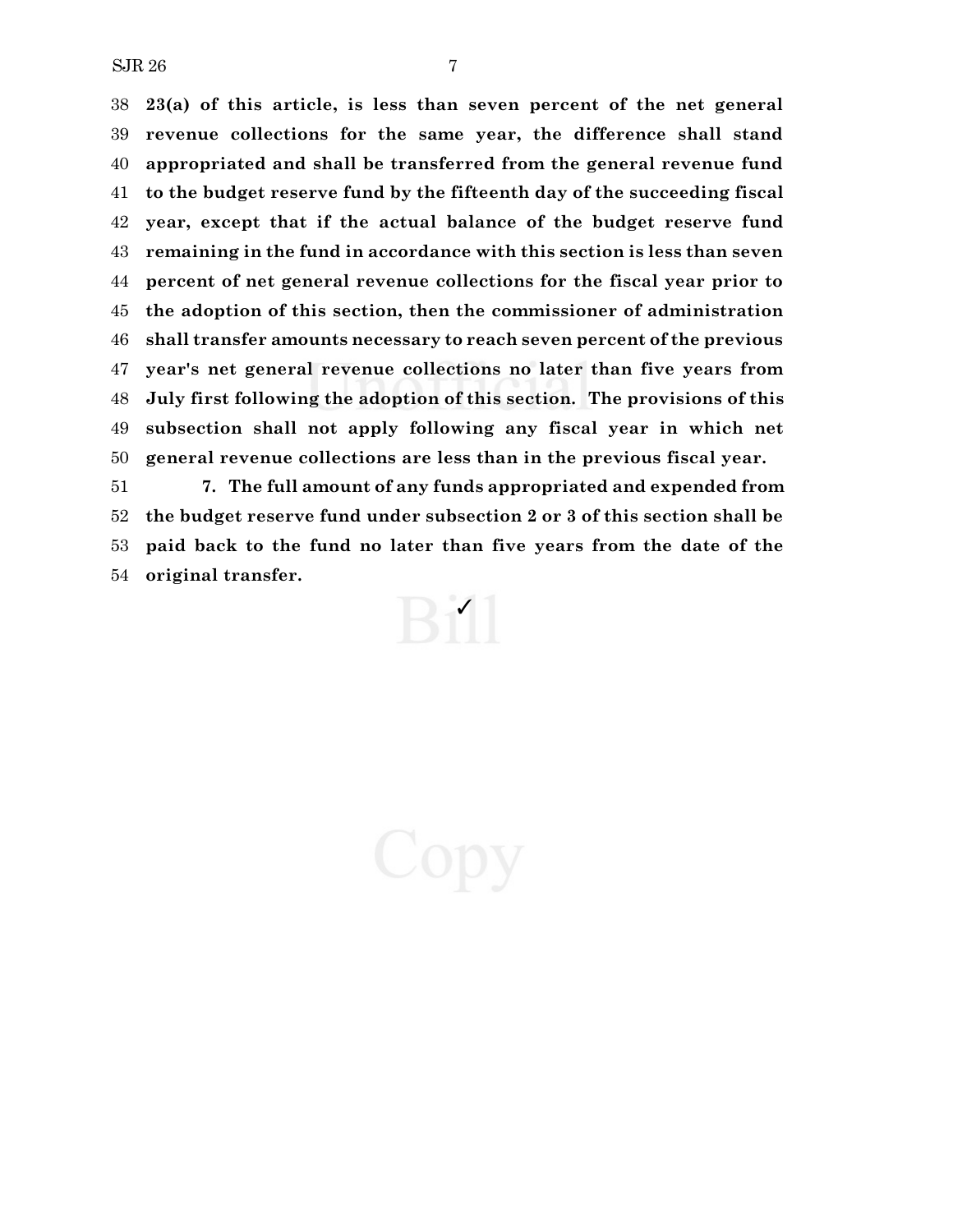**23(a) of this article, is less than seven percent of the net general revenue collections for the same year, the difference shall stand appropriated and shall be transferred from the general revenue fund to the budget reserve fund by the fifteenth day of the succeeding fiscal year, except that if the actual balance of the budget reserve fund remaining in the fund in accordance with this section is less than seven percent of net general revenue collections for the fiscal year prior to the adoption of this section, then the commissioner of administration shall transfer amounts necessary to reach seven percent of the previous year's net general revenue collections no later than five years from July first following the adoption of this section. The provisions of this subsection shall not apply following any fiscal year in which net general revenue collections are less than in the previous fiscal year.**

**7. The full amount of any funds appropriated and expended from the budget reserve fund under subsection 2 or 3 of this section shall be paid back to the fund no later than five years from the date of the original transfer.**

✓